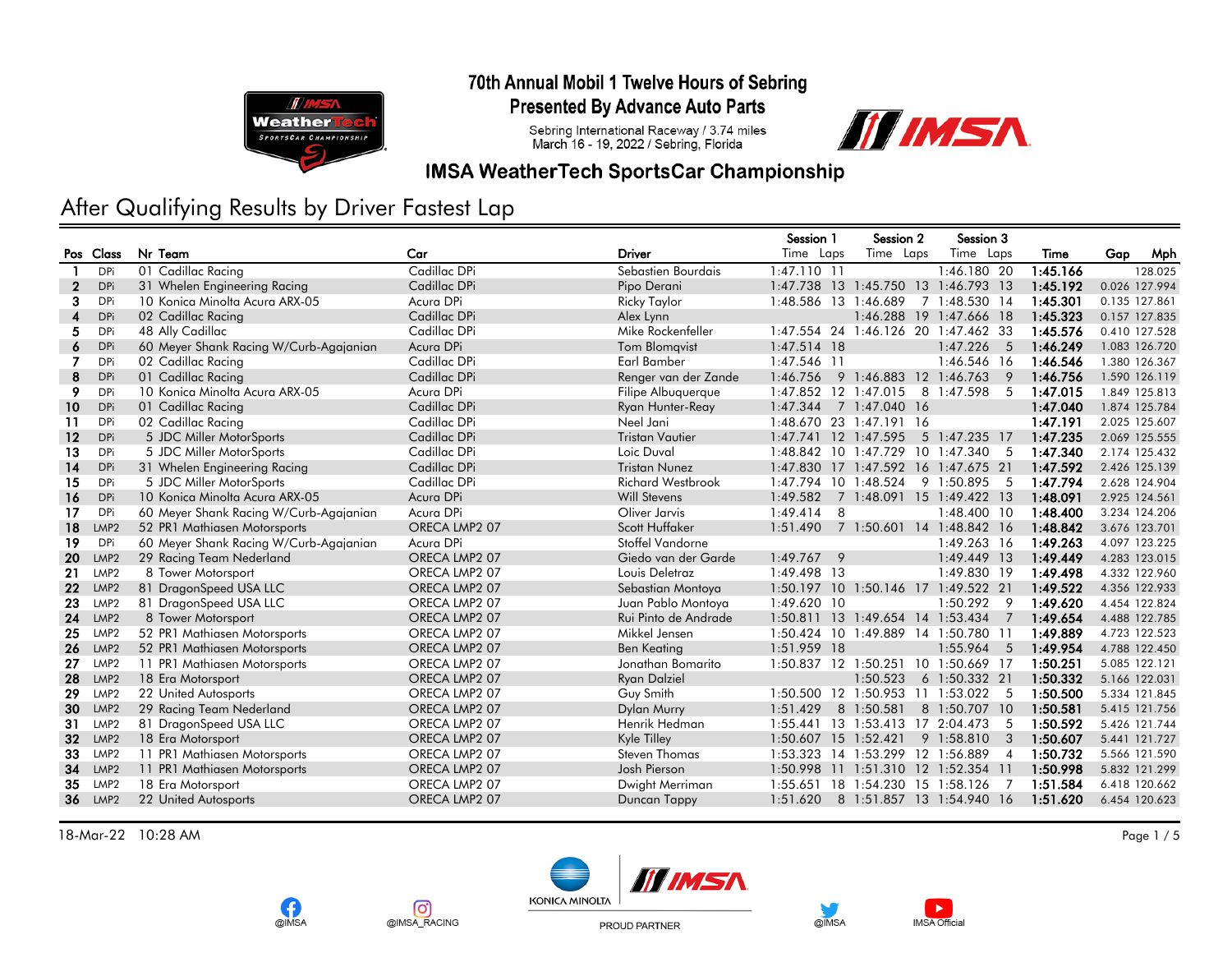# 70th Annual Mobil 1 Twelve Hours of Sebring

## Presented By Advance Auto Parts

Sebring International Raceway / 3.74 miles
March 16 - 19, 2022 / Sebring, Florida

## IMSA WeatherTech SportsCar Championship

# After Qualifying Results by Driver Fastest Lap

| Pos | Class | Nr | Team | Car | Driver | Session 1 Time | Session 1 Laps | Session 2 Time | Session 2 Laps | Session 3 Time | Session 3 Laps | Time | Gap | Mph |
|---|---|---|---|---|---|---|---|---|---|---|---|---|---|---|
| 1 | DPi | 01 | Cadillac Racing | Cadillac DPi | Sebastien Bourdais | 1:47.110 | 11 | | | 1:46.180 | 20 | **1:45.166** | | 128.025 |
| 2 | DPi | 31 | Whelen Engineering Racing | Cadillac DPi | Pipo Derani | 1:47.738 | 13 | 1:45.750 | 13 | 1:46.793 | 13 | **1:45.192** | 0.026 | 127.994 |
| 3 | DPi | 10 | Konica Minolta Acura ARX-05 | Acura DPi | Ricky Taylor | 1:48.586 | 13 | 1:46.689 | 7 | 1:48.530 | 14 | **1:45.301** | 0.135 | 127.861 |
| 4 | DPi | 02 | Cadillac Racing | Cadillac DPi | Alex Lynn | | | 1:46.288 | 19 | 1:47.666 | 18 | **1:45.323** | 0.157 | 127.835 |
| 5 | DPi | 48 | Ally Cadillac | Cadillac DPi | Mike Rockenfeller | 1:47.554 | 24 | 1:46.126 | 20 | 1:47.462 | 33 | **1:45.576** | 0.410 | 127.528 |
| 6 | DPi | 60 | Meyer Shank Racing W/Curb-Agajanian | Acura DPi | Tom Blomqvist | 1:47.514 | 18 | | | 1:47.226 | 5 | **1:46.249** | 1.083 | 126.720 |
| 7 | DPi | 02 | Cadillac Racing | Cadillac DPi | Earl Bamber | 1:47.546 | 11 | | | 1:46.546 | 16 | **1:46.546** | 1.380 | 126.367 |
| 8 | DPi | 01 | Cadillac Racing | Cadillac DPi | Renger van der Zande | 1:46.756 | 9 | 1:46.883 | 12 | 1:46.763 | 9 | **1:46.756** | 1.590 | 126.119 |
| 9 | DPi | 10 | Konica Minolta Acura ARX-05 | Acura DPi | Filipe Albuquerque | 1:47.852 | 12 | 1:47.015 | 8 | 1:47.598 | 5 | **1:47.015** | 1.849 | 125.813 |
| 10 | DPi | 01 | Cadillac Racing | Cadillac DPi | Ryan Hunter-Reay | 1:47.344 | 7 | 1:47.040 | 16 | | | **1:47.040** | 1.874 | 125.784 |
| 11 | DPi | 02 | Cadillac Racing | Cadillac DPi | Neel Jani | 1:48.670 | 23 | 1:47.191 | 16 | | | **1:47.191** | 2.025 | 125.607 |
| 12 | DPi | 5 | JDC Miller MotorSports | Cadillac DPi | Tristan Vautier | 1:47.741 | 12 | 1:47.595 | 5 | 1:47.235 | 17 | **1:47.235** | 2.069 | 125.555 |
| 13 | DPi | 5 | JDC Miller MotorSports | Cadillac DPi | Loic Duval | 1:48.842 | 10 | 1:47.729 | 10 | 1:47.340 | 5 | **1:47.340** | 2.174 | 125.432 |
| 14 | DPi | 31 | Whelen Engineering Racing | Cadillac DPi | Tristan Nunez | 1:47.830 | 17 | 1:47.592 | 16 | 1:47.675 | 21 | **1:47.592** | 2.426 | 125.139 |
| 15 | DPi | 5 | JDC Miller MotorSports | Cadillac DPi | Richard Westbrook | 1:47.794 | 10 | 1:48.524 | 9 | 1:50.895 | 5 | **1:47.794** | 2.628 | 124.904 |
| 16 | DPi | 10 | Konica Minolta Acura ARX-05 | Acura DPi | Will Stevens | 1:49.582 | 7 | 1:48.091 | 15 | 1:49.422 | 13 | **1:48.091** | 2.925 | 124.561 |
| 17 | DPi | 60 | Meyer Shank Racing W/Curb-Agajanian | Acura DPi | Oliver Jarvis | 1:49.414 | 8 | | | 1:48.400 | 10 | **1:48.400** | 3.234 | 124.206 |
| 18 | LMP2 | 52 | PR1 Mathiasen Motorsports | ORECA LMP2 07 | Scott Huffaker | 1:51.490 | 7 | 1:50.601 | 14 | 1:48.842 | 16 | **1:48.842** | 3.676 | 123.701 |
| 19 | DPi | 60 | Meyer Shank Racing W/Curb-Agajanian | Acura DPi | Stoffel Vandoorne | | | | | 1:49.263 | 16 | **1:49.263** | 4.097 | 123.225 |
| 20 | LMP2 | 29 | Racing Team Nederland | ORECA LMP2 07 | Giedo van der Garde | 1:49.767 | 9 | | | 1:49.449 | 13 | **1:49.449** | 4.283 | 123.015 |
| 21 | LMP2 | 8 | Tower Motorsport | ORECA LMP2 07 | Louis Deletraz | 1:49.498 | 13 | | | 1:49.830 | 19 | **1:49.498** | 4.332 | 122.960 |
| 22 | LMP2 | 81 | DragonSpeed USA LLC | ORECA LMP2 07 | Sebastian Montoya | 1:50.197 | 10 | 1:50.146 | 17 | 1:49.522 | 21 | **1:49.522** | 4.356 | 122.933 |
| 23 | LMP2 | 81 | DragonSpeed USA LLC | ORECA LMP2 07 | Juan Pablo Montoya | 1:49.620 | 10 | | | 1:50.292 | 9 | **1:49.620** | 4.454 | 122.824 |
| 24 | LMP2 | 8 | Tower Motorsport | ORECA LMP2 07 | Rui Pinto de Andrade | 1:50.811 | 13 | 1:49.654 | 14 | 1:53.434 | 7 | **1:49.654** | 4.488 | 122.785 |
| 25 | LMP2 | 52 | PR1 Mathiasen Motorsports | ORECA LMP2 07 | Mikkel Jensen | 1:50.424 | 10 | 1:49.889 | 14 | 1:50.780 | 11 | **1:49.889** | 4.723 | 122.523 |
| 26 | LMP2 | 52 | PR1 Mathiasen Motorsports | ORECA LMP2 07 | Ben Keating | 1:51.959 | 18 | | | 1:55.964 | 5 | **1:49.954** | 4.788 | 122.450 |
| 27 | LMP2 | 11 | PR1 Mathiasen Motorsports | ORECA LMP2 07 | Jonathan Bomarito | 1:50.837 | 12 | 1:50.251 | 10 | 1:50.669 | 17 | **1:50.251** | 5.085 | 122.121 |
| 28 | LMP2 | 18 | Era Motorsport | ORECA LMP2 07 | Ryan Dalziel | | | 1:50.523 | 6 | 1:50.332 | 21 | **1:50.332** | 5.166 | 122.031 |
| 29 | LMP2 | 22 | United Autosports | ORECA LMP2 07 | Guy Smith | 1:50.500 | 12 | 1:50.953 | 11 | 1:53.022 | 5 | **1:50.500** | 5.334 | 121.845 |
| 30 | LMP2 | 29 | Racing Team Nederland | ORECA LMP2 07 | Dylan Murry | 1:51.429 | 8 | 1:50.581 | 8 | 1:50.707 | 10 | **1:50.581** | 5.415 | 121.756 |
| 31 | LMP2 | 81 | DragonSpeed USA LLC | ORECA LMP2 07 | Henrik Hedman | 1:55.441 | 13 | 1:53.413 | 17 | 2:04.473 | 5 | **1:50.592** | 5.426 | 121.744 |
| 32 | LMP2 | 18 | Era Motorsport | ORECA LMP2 07 | Kyle Tilley | 1:50.607 | 15 | 1:52.421 | 9 | 1:58.810 | 3 | **1:50.607** | 5.441 | 121.727 |
| 33 | LMP2 | 11 | PR1 Mathiasen Motorsports | ORECA LMP2 07 | Steven Thomas | 1:53.323 | 14 | 1:53.299 | 12 | 1:56.889 | 4 | **1:50.732** | 5.566 | 121.590 |
| 34 | LMP2 | 11 | PR1 Mathiasen Motorsports | ORECA LMP2 07 | Josh Pierson | 1:50.998 | 11 | 1:51.310 | 12 | 1:52.354 | 11 | **1:50.998** | 5.832 | 121.299 |
| 35 | LMP2 | 18 | Era Motorsport | ORECA LMP2 07 | Dwight Merriman | 1:55.651 | 18 | 1:54.230 | 15 | 1:58.126 | 7 | **1:51.584** | 6.418 | 120.662 |
| 36 | LMP2 | 22 | United Autosports | ORECA LMP2 07 | Duncan Tappy | 1:51.620 | 8 | 1:51.857 | 13 | 1:54.940 | 16 | **1:51.620** | 6.454 | 120.623 |

18-Mar-22 10:28 AM

@IMSA @IMSA_RACING KONICA MINOLTA PROUD PARTNER @IMSA IMSA Official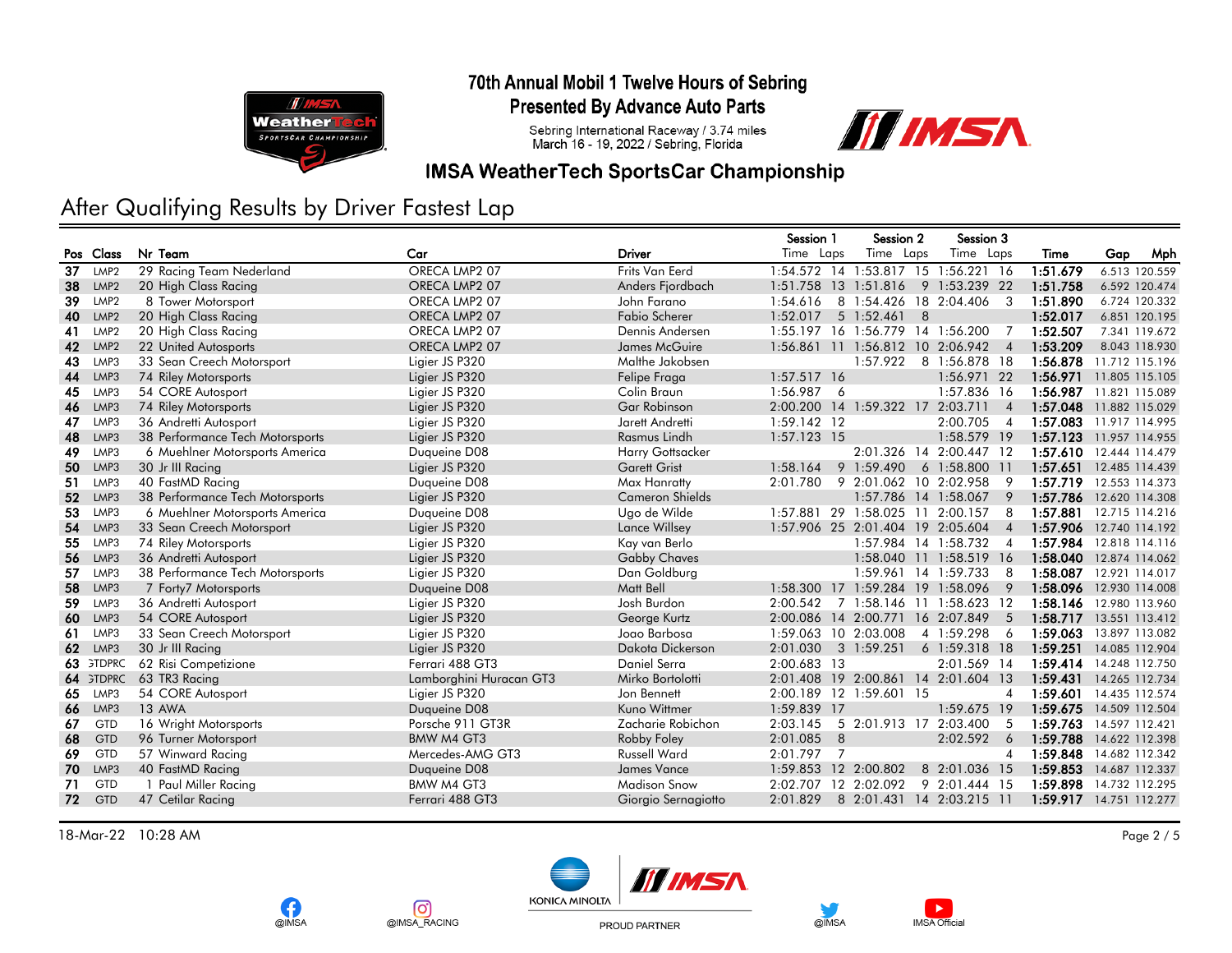# 70th Annual Mobil 1 Twelve Hours of Sebring

## Presented By Advance Auto Parts

Sebring International Raceway / 3.74 miles
March 16 - 19, 2022 / Sebring, Florida

## IMSA WeatherTech SportsCar Championship

## After Qualifying Results by Driver Fastest Lap

| Pos | Class | Nr | Team | Car | Driver | Session 1 Time | Session 1 Laps | Session 2 Time | Session 2 Laps | Session 3 Time | Session 3 Laps | Time | Gap | Mph |
|---|---|---|---|---|---|---|---|---|---|---|---|---|---|---|
| 37 | LMP2 | 29 | Racing Team Nederland | ORECA LMP2 07 | Frits Van Eerd | 1:54.572 | 14 | 1:53.817 | 15 | 1:56.221 | 16 | **1:51.679** | 6.513 | 120.559 |
| 38 | LMP2 | 20 | High Class Racing | ORECA LMP2 07 | Anders Fjordbach | 1:51.758 | 13 | 1:51.816 | 9 | 1:53.239 | 22 | **1:51.758** | 6.592 | 120.474 |
| 39 | LMP2 | 8 | Tower Motorsport | ORECA LMP2 07 | John Farano | 1:54.616 | 8 | 1:54.426 | 18 | 2:04.406 | 3 | **1:51.890** | 6.724 | 120.332 |
| 40 | LMP2 | 20 | High Class Racing | ORECA LMP2 07 | Fabio Scherer | 1:52.017 | 5 | 1:52.461 | 8 | | | **1:52.017** | 6.851 | 120.195 |
| 41 | LMP2 | 20 | High Class Racing | ORECA LMP2 07 | Dennis Andersen | 1:55.197 | 16 | 1:56.779 | 14 | 1:56.200 | 7 | **1:52.507** | 7.341 | 119.672 |
| 42 | LMP2 | 22 | United Autosports | ORECA LMP2 07 | James McGuire | 1:56.861 | 11 | 1:56.812 | 10 | 2:06.942 | 4 | **1:53.209** | 8.043 | 118.930 |
| 43 | LMP3 | 33 | Sean Creech Motorsport | Ligier JS P320 | Malthe Jakobsen | | | 1:57.922 | 8 | 1:56.878 | 18 | **1:56.878** | 11.712 | 115.196 |
| 44 | LMP3 | 74 | Riley Motorsports | Ligier JS P320 | Felipe Fraga | 1:57.517 | 16 | | | 1:56.971 | 22 | **1:56.971** | 11.805 | 115.105 |
| 45 | LMP3 | 54 | CORE Autosport | Ligier JS P320 | Colin Braun | 1:56.987 | 6 | | | 1:57.836 | 16 | **1:56.987** | 11.821 | 115.089 |
| 46 | LMP3 | 74 | Riley Motorsports | Ligier JS P320 | Gar Robinson | 2:00.200 | 14 | 1:59.322 | 17 | 2:03.711 | 4 | **1:57.048** | 11.882 | 115.029 |
| 47 | LMP3 | 36 | Andretti Autosport | Ligier JS P320 | Jarett Andretti | 1:59.142 | 12 | | | 2:00.705 | 4 | **1:57.083** | 11.917 | 114.995 |
| 48 | LMP3 | 38 | Performance Tech Motorsports | Ligier JS P320 | Rasmus Lindh | 1:57.123 | 15 | | | 1:58.579 | 19 | **1:57.123** | 11.957 | 114.955 |
| 49 | LMP3 | 6 | Muehlner Motorsports America | Duqueine D08 | Harry Gottsacker | | | 2:01.326 | 14 | 2:00.447 | 12 | **1:57.610** | 12.444 | 114.479 |
| 50 | LMP3 | 30 | Jr III Racing | Ligier JS P320 | Garett Grist | 1:58.164 | 9 | 1:59.490 | 6 | 1:58.800 | 11 | **1:57.651** | 12.485 | 114.439 |
| 51 | LMP3 | 40 | FastMD Racing | Duqueine D08 | Max Hanratty | 2:01.780 | 9 | 2:01.062 | 10 | 2:02.958 | 9 | **1:57.719** | 12.553 | 114.373 |
| 52 | LMP3 | 38 | Performance Tech Motorsports | Ligier JS P320 | Cameron Shields | | | 1:57.786 | 14 | 1:58.067 | 9 | **1:57.786** | 12.620 | 114.308 |
| 53 | LMP3 | 6 | Muehlner Motorsports America | Duqueine D08 | Ugo de Wilde | 1:57.881 | 29 | 1:58.025 | 11 | 2:00.157 | 8 | **1:57.881** | 12.715 | 114.216 |
| 54 | LMP3 | 33 | Sean Creech Motorsport | Ligier JS P320 | Lance Willsey | 1:57.906 | 25 | 2:01.404 | 19 | 2:05.604 | 4 | **1:57.906** | 12.740 | 114.192 |
| 55 | LMP3 | 74 | Riley Motorsports | Ligier JS P320 | Kay van Berlo | | | 1:57.984 | 14 | 1:58.732 | 4 | **1:57.984** | 12.818 | 114.116 |
| 56 | LMP3 | 36 | Andretti Autosport | Ligier JS P320 | Gabby Chaves | | | 1:58.040 | 11 | 1:58.519 | 16 | **1:58.040** | 12.874 | 114.062 |
| 57 | LMP3 | 38 | Performance Tech Motorsports | Ligier JS P320 | Dan Goldburg | | | 1:59.961 | 14 | 1:59.733 | 8 | **1:58.087** | 12.921 | 114.017 |
| 58 | LMP3 | 7 | Forty7 Motorsports | Duqueine D08 | Matt Bell | 1:58.300 | 17 | 1:59.284 | 19 | 1:58.096 | 9 | **1:58.096** | 12.930 | 114.008 |
| 59 | LMP3 | 36 | Andretti Autosport | Ligier JS P320 | Josh Burdon | 2:00.542 | 7 | 1:58.146 | 11 | 1:58.623 | 12 | **1:58.146** | 12.980 | 113.960 |
| 60 | LMP3 | 54 | CORE Autosport | Ligier JS P320 | George Kurtz | 2:00.086 | 14 | 2:00.771 | 16 | 2:07.849 | 5 | **1:58.717** | 13.551 | 113.412 |
| 61 | LMP3 | 33 | Sean Creech Motorsport | Ligier JS P320 | Joao Barbosa | 1:59.063 | 10 | 2:03.008 | 4 | 1:59.298 | 6 | **1:59.063** | 13.897 | 113.082 |
| 62 | LMP3 | 30 | Jr III Racing | Ligier JS P320 | Dakota Dickerson | 2:01.030 | 3 | 1:59.251 | 6 | 1:59.318 | 18 | **1:59.251** | 14.085 | 112.904 |
| 63 | GTDPRO | 62 | Risi Competizione | Ferrari 488 GT3 | Daniel Serra | 2:00.683 | 13 | | | 2:01.569 | 14 | **1:59.414** | 14.248 | 112.750 |
| 64 | GTDPRO | 63 | TR3 Racing | Lamborghini Huracan GT3 | Mirko Bortolotti | 2:01.408 | 19 | 2:00.861 | 14 | 2:01.604 | 13 | **1:59.431** | 14.265 | 112.734 |
| 65 | LMP3 | 54 | CORE Autosport | Ligier JS P320 | Jon Bennett | 2:00.189 | 12 | 1:59.601 | 15 | | 4 | **1:59.601** | 14.435 | 112.574 |
| 66 | LMP3 | 13 | AWA | Duqueine D08 | Kuno Wittmer | 1:59.839 | 17 | | | 1:59.675 | 19 | **1:59.675** | 14.509 | 112.504 |
| 67 | GTD | 16 | Wright Motorsports | Porsche 911 GT3R | Zacharie Robichon | 2:03.145 | 5 | 2:01.913 | 17 | 2:03.400 | 5 | **1:59.763** | 14.597 | 112.421 |
| 68 | GTD | 96 | Turner Motorsport | BMW M4 GT3 | Robby Foley | 2:01.085 | 8 | | | 2:02.592 | 6 | **1:59.788** | 14.622 | 112.398 |
| 69 | GTD | 57 | Winward Racing | Mercedes-AMG GT3 | Russell Ward | 2:01.797 | 7 | | | | 4 | **1:59.848** | 14.682 | 112.342 |
| 70 | LMP3 | 40 | FastMD Racing | Duqueine D08 | James Vance | 1:59.853 | 12 | 2:00.802 | 8 | 2:01.036 | 15 | **1:59.853** | 14.687 | 112.337 |
| 71 | GTD | 1 | Paul Miller Racing | BMW M4 GT3 | Madison Snow | 2:02.707 | 12 | 2:02.092 | 9 | 2:01.444 | 15 | **1:59.898** | 14.732 | 112.295 |
| 72 | GTD | 47 | Cetilar Racing | Ferrari 488 GT3 | Giorgio Sernagiotto | 2:01.829 | 8 | 2:01.431 | 14 | 2:03.215 | 11 | **1:59.917** | 14.751 | 112.277 |

18-Mar-22 10:28 AM

@IMSA @IMSA_RACING KONICA MINOLTA PROUD PARTNER @IMSA IMSA Official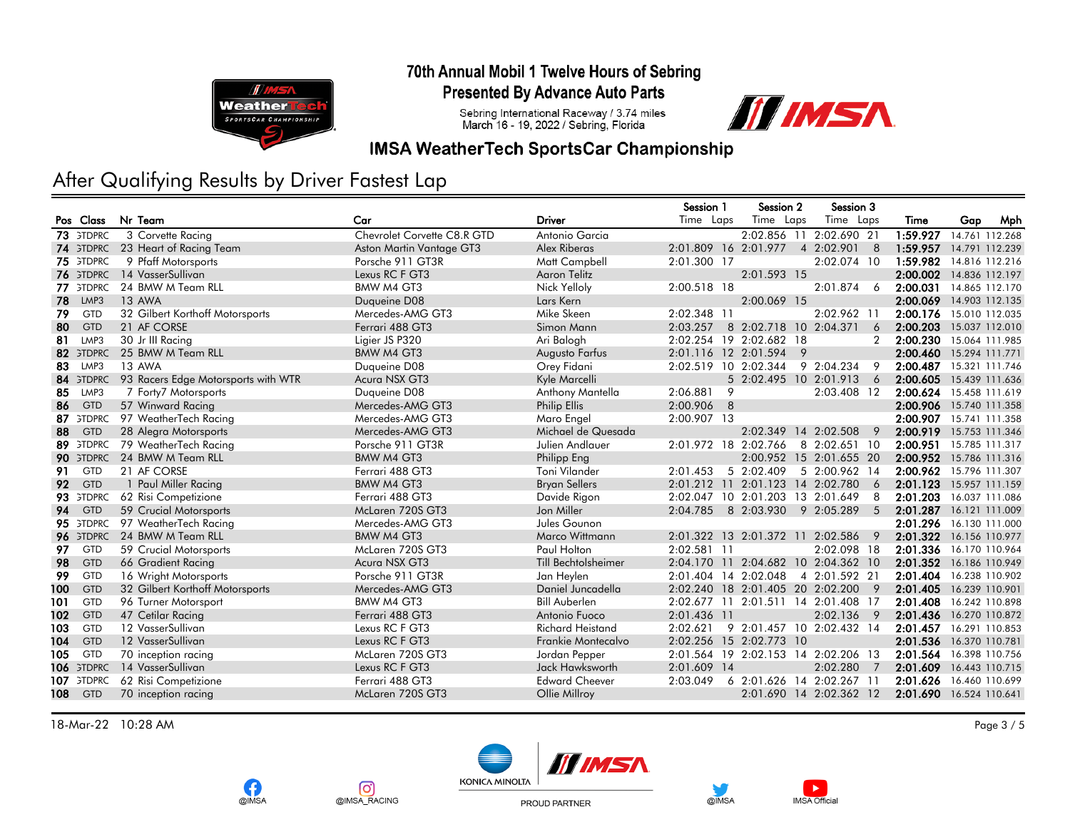# 70th Annual Mobil 1 Twelve Hours of Sebring

## Presented By Advance Auto Parts

Sebring International Raceway / 3.74 miles
March 16 - 19, 2022 / Sebring, Florida

## IMSA WeatherTech SportsCar Championship

# After Qualifying Results by Driver Fastest Lap

| Pos | Class | Nr | Team | Car | Driver | Session 1 Time | Session 1 Laps | Session 2 Time | Session 2 Laps | Session 3 Time | Session 3 Laps | Time | Gap | Mph |
|---|---|---|---|---|---|---|---|---|---|---|---|---|---|---|
| 73 | GTDPRO | 3 | Corvette Racing | Chevrolet Corvette C8.R GTD | Antonio Garcia | | | 2:02.856 | 11 | 2:02.690 | 21 | 1:59.927 | 14.761 | 112.268 |
| 74 | GTDPRO | 23 | Heart of Racing Team | Aston Martin Vantage GT3 | Alex Riberas | 2:01.809 | 16 | 2:01.977 | 4 | 2:02.901 | 8 | 1:59.957 | 14.791 | 112.239 |
| 75 | GTDPRO | 9 | Pfaff Motorsports | Porsche 911 GT3R | Matt Campbell | 2:01.300 | 17 | | | 2:02.074 | 10 | 1:59.982 | 14.816 | 112.216 |
| 76 | GTDPRO | 14 | VasserSullivan | Lexus RC F GT3 | Aaron Telitz | | | 2:01.593 | 15 | | | 2:00.002 | 14.836 | 112.197 |
| 77 | GTDPRO | 24 | BMW M Team RLL | BMW M4 GT3 | Nick Yelloly | 2:00.518 | 18 | | | 2:01.874 | 6 | 2:00.031 | 14.865 | 112.170 |
| 78 | LMP3 | 13 | AWA | Duqueine D08 | Lars Kern | | | 2:00.069 | 15 | | | 2:00.069 | 14.903 | 112.135 |
| 79 | GTD | 32 | Gilbert Korthoff Motorsports | Mercedes-AMG GT3 | Mike Skeen | 2:02.348 | 11 | | | 2:02.962 | 11 | 2:00.176 | 15.010 | 112.035 |
| 80 | GTD | 21 | AF CORSE | Ferrari 488 GT3 | Simon Mann | 2:03.257 | 8 | 2:02.718 | 10 | 2:04.371 | 6 | 2:00.203 | 15.037 | 112.010 |
| 81 | LMP3 | 30 | Jr III Racing | Ligier JS P320 | Ari Balogh | 2:02.254 | 19 | 2:02.682 | 18 | | 2 | 2:00.230 | 15.064 | 111.985 |
| 82 | GTDPRO | 25 | BMW M Team RLL | BMW M4 GT3 | Augusto Farfus | 2:01.116 | 12 | 2:01.594 | 9 | | | 2:00.460 | 15.294 | 111.771 |
| 83 | LMP3 | 13 | AWA | Duqueine D08 | Orey Fidani | 2:02.519 | 10 | 2:02.344 | 9 | 2:04.234 | 9 | 2:00.487 | 15.321 | 111.746 |
| 84 | GTDPRO | 93 | Racers Edge Motorsports with WTR | Acura NSX GT3 | Kyle Marcelli | | 5 | 2:02.495 | 10 | 2:01.913 | 6 | 2:00.605 | 15.439 | 111.636 |
| 85 | LMP3 | 7 | Forty7 Motorsports | Duqueine D08 | Anthony Mantella | 2:06.881 | 9 | | | 2:03.408 | 12 | 2:00.624 | 15.458 | 111.619 |
| 86 | GTD | 57 | Winward Racing | Mercedes-AMG GT3 | Philip Ellis | 2:00.906 | 8 | | | | | 2:00.906 | 15.740 | 111.358 |
| 87 | GTDPRO | 97 | WeatherTech Racing | Mercedes-AMG GT3 | Maro Engel | 2:00.907 | 13 | | | | | 2:00.907 | 15.741 | 111.358 |
| 88 | GTD | 28 | Alegra Motorsports | Mercedes-AMG GT3 | Michael de Quesada | | | 2:02.349 | 14 | 2:02.508 | 9 | 2:00.919 | 15.753 | 111.346 |
| 89 | GTDPRO | 79 | WeatherTech Racing | Porsche 911 GT3R | Julien Andlauer | 2:01.972 | 18 | 2:02.766 | 8 | 2:02.651 | 10 | 2:00.951 | 15.785 | 111.317 |
| 90 | GTDPRO | 24 | BMW M Team RLL | BMW M4 GT3 | Philipp Eng | | | 2:00.952 | 15 | 2:01.655 | 20 | 2:00.952 | 15.786 | 111.316 |
| 91 | GTD | 21 | AF CORSE | Ferrari 488 GT3 | Toni Vilander | 2:01.453 | 5 | 2:02.409 | 5 | 2:00.962 | 14 | 2:00.962 | 15.796 | 111.307 |
| 92 | GTD | 1 | Paul Miller Racing | BMW M4 GT3 | Bryan Sellers | 2:01.212 | 11 | 2:01.123 | 14 | 2:02.780 | 6 | 2:01.123 | 15.957 | 111.159 |
| 93 | GTDPRO | 62 | Risi Competizione | Ferrari 488 GT3 | Davide Rigon | 2:02.047 | 10 | 2:01.203 | 13 | 2:01.649 | 8 | 2:01.203 | 16.037 | 111.086 |
| 94 | GTD | 59 | Crucial Motorsports | McLaren 720S GT3 | Jon Miller | 2:04.785 | 8 | 2:03.930 | 9 | 2:05.289 | 5 | 2:01.287 | 16.121 | 111.009 |
| 95 | GTDPRO | 97 | WeatherTech Racing | Mercedes-AMG GT3 | Jules Gounon | | | | | | | 2:01.296 | 16.130 | 111.000 |
| 96 | GTDPRO | 24 | BMW M Team RLL | BMW M4 GT3 | Marco Wittmann | 2:01.322 | 13 | 2:01.372 | 11 | 2:02.586 | 9 | 2:01.322 | 16.156 | 110.977 |
| 97 | GTD | 59 | Crucial Motorsports | McLaren 720S GT3 | Paul Holton | 2:02.581 | 11 | | | 2:02.098 | 18 | 2:01.336 | 16.170 | 110.964 |
| 98 | GTD | 66 | Gradient Racing | Acura NSX GT3 | Till Bechtolsheimer | 2:04.170 | 11 | 2:04.682 | 10 | 2:04.362 | 10 | 2:01.352 | 16.186 | 110.949 |
| 99 | GTD | 16 | Wright Motorsports | Porsche 911 GT3R | Jan Heylen | 2:01.404 | 14 | 2:02.048 | 4 | 2:01.592 | 21 | 2:01.404 | 16.238 | 110.902 |
| 100 | GTD | 32 | Gilbert Korthoff Motorsports | Mercedes-AMG GT3 | Daniel Juncadella | 2:02.240 | 18 | 2:01.405 | 20 | 2:02.200 | 9 | 2:01.405 | 16.239 | 110.901 |
| 101 | GTD | 96 | Turner Motorsport | BMW M4 GT3 | Bill Auberlen | 2:02.677 | 11 | 2:01.511 | 14 | 2:01.408 | 17 | 2:01.408 | 16.242 | 110.898 |
| 102 | GTD | 47 | Cetilar Racing | Ferrari 488 GT3 | Antonio Fuoco | 2:01.436 | 11 | | | 2:02.136 | 9 | 2:01.436 | 16.270 | 110.872 |
| 103 | GTD | 12 | VasserSullivan | Lexus RC F GT3 | Richard Heistand | 2:02.621 | 9 | 2:01.457 | 10 | 2:02.432 | 14 | 2:01.457 | 16.291 | 110.853 |
| 104 | GTD | 12 | VasserSullivan | Lexus RC F GT3 | Frankie Montecalvo | 2:02.256 | 15 | 2:02.773 | 10 | | | 2:01.536 | 16.370 | 110.781 |
| 105 | GTD | 70 | inception racing | McLaren 720S GT3 | Jordan Pepper | 2:01.564 | 19 | 2:02.153 | 14 | 2:02.206 | 13 | 2:01.564 | 16.398 | 110.756 |
| 106 | GTDPRO | 14 | VasserSullivan | Lexus RC F GT3 | Jack Hawksworth | 2:01.609 | 14 | | | 2:02.280 | 7 | 2:01.609 | 16.443 | 110.715 |
| 107 | GTDPRO | 62 | Risi Competizione | Ferrari 488 GT3 | Edward Cheever | 2:03.049 | 6 | 2:01.626 | 14 | 2:02.267 | 11 | 2:01.626 | 16.460 | 110.699 |
| 108 | GTD | 70 | inception racing | McLaren 720S GT3 | Ollie Millroy | | | 2:01.690 | 14 | 2:02.362 | 12 | 2:01.690 | 16.524 | 110.641 |

18-Mar-22 10:28 AM

@IMSA @IMSA_RACING KONICA MINOLTA PROUD PARTNER @IMSA IMSA Official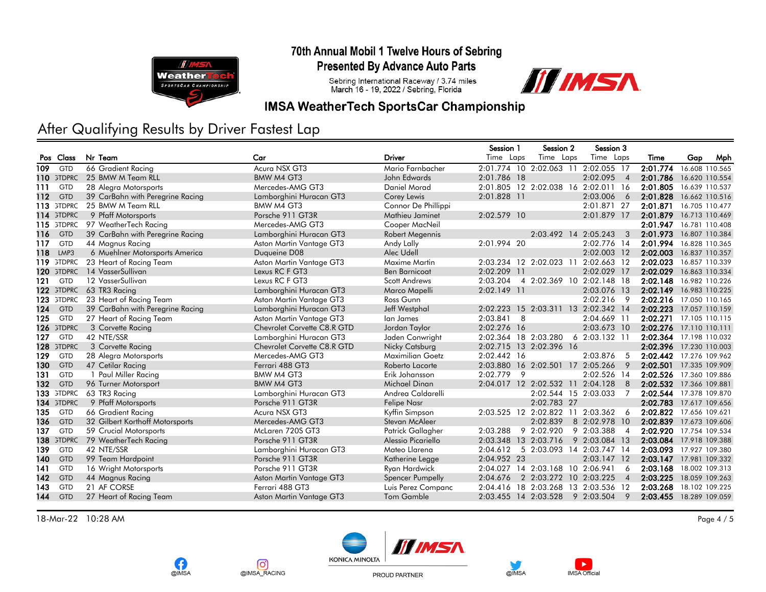# 70th Annual Mobil 1 Twelve Hours of Sebring

## Presented By Advance Auto Parts

Sebring International Raceway / 3.74 miles
March 16 - 19, 2022 / Sebring, Florida

## IMSA WeatherTech SportsCar Championship

## After Qualifying Results by Driver Fastest Lap

| Pos | Class | Nr | Team | Car | Driver | Session 1 Time | Session 1 Laps | Session 2 Time | Session 2 Laps | Session 3 Time | Session 3 Laps | Time | Gap | Mph |
|---|---|---|---|---|---|---|---|---|---|---|---|---|---|---|
| 109 | GTD | 66 | Gradient Racing | Acura NSX GT3 | Mario Farnbacher | 2:01.774 | 10 | 2:02.063 | 11 | 2:02.055 | 17 | **2:01.774** | 16.608 | 110.565 |
| 110 | GTDPRO | 25 | BMW M Team RLL | BMW M4 GT3 | John Edwards | 2:01.786 | 18 | | | 2:02.095 | 4 | **2:01.786** | 16.620 | 110.554 |
| 111 | GTD | 28 | Alegra Motorsports | Mercedes-AMG GT3 | Daniel Morad | 2:01.805 | 12 | 2:02.038 | 16 | 2:02.011 | 16 | **2:01.805** | 16.639 | 110.537 |
| 112 | GTD | 39 | CarBahn with Peregrine Racing | Lamborghini Huracan GT3 | Corey Lewis | 2:01.828 | 11 | | | 2:03.006 | 6 | **2:01.828** | 16.662 | 110.516 |
| 113 | GTDPRO | 25 | BMW M Team RLL | BMW M4 GT3 | Connor De Phillippi | | | | | 2:01.871 | 27 | **2:01.871** | 16.705 | 110.477 |
| 114 | GTDPRO | 9 | Pfaff Motorsports | Porsche 911 GT3R | Mathieu Jaminet | 2:02.579 | 10 | | | 2:01.879 | 17 | **2:01.879** | 16.713 | 110.469 |
| 115 | GTDPRO | 97 | WeatherTech Racing | Mercedes-AMG GT3 | Cooper MacNeil | | | | | | | **2:01.947** | 16.781 | 110.408 |
| 116 | GTD | 39 | CarBahn with Peregrine Racing | Lamborghini Huracan GT3 | Robert Megennis | | | 2:03.492 | 14 | 2:05.243 | 3 | **2:01.973** | 16.807 | 110.384 |
| 117 | GTD | 44 | Magnus Racing | Aston Martin Vantage GT3 | Andy Lally | 2:01.994 | 20 | | | 2:02.776 | 14 | **2:01.994** | 16.828 | 110.365 |
| 118 | LMP3 | 6 | Muehlner Motorsports America | Duqueine D08 | Alec Udell | | | | | 2:02.003 | 12 | **2:02.003** | 16.837 | 110.357 |
| 119 | GTDPRO | 23 | Heart of Racing Team | Aston Martin Vantage GT3 | Maxime Martin | 2:03.234 | 12 | 2:02.023 | 11 | 2:02.663 | 12 | **2:02.023** | 16.857 | 110.339 |
| 120 | GTDPRO | 14 | VasserSullivan | Lexus RC F GT3 | Ben Barnicoat | 2:02.209 | 11 | | | 2:02.029 | 17 | **2:02.029** | 16.863 | 110.334 |
| 121 | GTD | 12 | VasserSullivan | Lexus RC F GT3 | Scott Andrews | 2:03.204 | 4 | 2:02.369 | 10 | 2:02.148 | 18 | **2:02.148** | 16.982 | 110.226 |
| 122 | GTDPRO | 63 | TR3 Racing | Lamborghini Huracan GT3 | Marco Mapelli | 2:02.149 | 11 | | | 2:03.076 | 13 | **2:02.149** | 16.983 | 110.225 |
| 123 | GTDPRO | 23 | Heart of Racing Team | Aston Martin Vantage GT3 | Ross Gunn | | | | | 2:02.216 | 9 | **2:02.216** | 17.050 | 110.165 |
| 124 | GTD | 39 | CarBahn with Peregrine Racing | Lamborghini Huracan GT3 | Jeff Westphal | 2:02.223 | 15 | 2:03.311 | 13 | 2:02.342 | 14 | **2:02.223** | 17.057 | 110.159 |
| 125 | GTD | 27 | Heart of Racing Team | Aston Martin Vantage GT3 | Ian James | 2:03.841 | 8 | | | 2:04.669 | 11 | **2:02.271** | 17.105 | 110.115 |
| 126 | GTDPRO | 3 | Corvette Racing | Chevrolet Corvette C8.R GTD | Jordan Taylor | 2:02.276 | 16 | | | 2:03.673 | 10 | **2:02.276** | 17.110 | 110.111 |
| 127 | GTD | 42 | NTE/SSR | Lamborghini Huracan GT3 | Jaden Conwright | 2:02.364 | 18 | 2:03.280 | 6 | 2:03.132 | 11 | **2:02.364** | 17.198 | 110.032 |
| 128 | GTDPRO | 3 | Corvette Racing | Chevrolet Corvette C8.R GTD | Nicky Catsburg | 2:02.715 | 13 | 2:02.396 | 16 | | | **2:02.396** | 17.230 | 110.003 |
| 129 | GTD | 28 | Alegra Motorsports | Mercedes-AMG GT3 | Maximilian Goetz | 2:02.442 | 16 | | | 2:03.876 | 5 | **2:02.442** | 17.276 | 109.962 |
| 130 | GTD | 47 | Cetilar Racing | Ferrari 488 GT3 | Roberto Lacorte | 2:03.880 | 16 | 2:02.501 | 17 | 2:05.266 | 9 | **2:02.501** | 17.335 | 109.909 |
| 131 | GTD | 1 | Paul Miller Racing | BMW M4 GT3 | Erik Johansson | 2:02.779 | 9 | | | 2:02.526 | 14 | **2:02.526** | 17.360 | 109.886 |
| 132 | GTD | 96 | Turner Motorsport | BMW M4 GT3 | Michael Dinan | 2:04.017 | 12 | 2:02.532 | 11 | 2:04.128 | 8 | **2:02.532** | 17.366 | 109.881 |
| 133 | GTDPRO | 63 | TR3 Racing | Lamborghini Huracan GT3 | Andrea Caldarelli | | | 2:02.544 | 15 | 2:03.033 | 7 | **2:02.544** | 17.378 | 109.870 |
| 134 | GTDPRO | 9 | Pfaff Motorsports | Porsche 911 GT3R | Felipe Nasr | | | 2:02.783 | 27 | | | **2:02.783** | 17.617 | 109.656 |
| 135 | GTD | 66 | Gradient Racing | Acura NSX GT3 | Kyffin Simpson | 2:03.525 | 12 | 2:02.822 | 11 | 2:03.362 | 6 | **2:02.822** | 17.656 | 109.621 |
| 136 | GTD | 32 | Gilbert Korthoff Motorsports | Mercedes-AMG GT3 | Stevan McAleer | | | 2:02.839 | 8 | 2:02.978 | 10 | **2:02.839** | 17.673 | 109.606 |
| 137 | GTD | 59 | Crucial Motorsports | McLaren 720S GT3 | Patrick Gallagher | 2:03.288 | 9 | 2:02.920 | 9 | 2:03.388 | 4 | **2:02.920** | 17.754 | 109.534 |
| 138 | GTDPRO | 79 | WeatherTech Racing | Porsche 911 GT3R | Alessio Picariello | 2:03.348 | 13 | 2:03.716 | 9 | 2:03.084 | 13 | **2:03.084** | 17.918 | 109.388 |
| 139 | GTD | 42 | NTE/SSR | Lamborghini Huracan GT3 | Mateo Llarena | 2:04.612 | 5 | 2:03.093 | 14 | 2:03.747 | 14 | **2:03.093** | 17.927 | 109.380 |
| 140 | GTD | 99 | Team Hardpoint | Porsche 911 GT3R | Katherine Legge | 2:04.952 | 23 | | | 2:03.147 | 12 | **2:03.147** | 17.981 | 109.332 |
| 141 | GTD | 16 | Wright Motorsports | Porsche 911 GT3R | Ryan Hardwick | 2:04.027 | 14 | 2:03.168 | 10 | 2:06.941 | 6 | **2:03.168** | 18.002 | 109.313 |
| 142 | GTD | 44 | Magnus Racing | Aston Martin Vantage GT3 | Spencer Pumpelly | 2:04.676 | 2 | 2:03.272 | 10 | 2:03.225 | 4 | **2:03.225** | 18.059 | 109.263 |
| 143 | GTD | 21 | AF CORSE | Ferrari 488 GT3 | Luis Perez Companc | 2:04.416 | 18 | 2:03.268 | 13 | 2:03.536 | 12 | **2:03.268** | 18.102 | 109.225 |
| 144 | GTD | 27 | Heart of Racing Team | Aston Martin Vantage GT3 | Tom Gamble | 2:03.455 | 14 | 2:03.528 | 9 | 2:03.504 | 9 | **2:03.455** | 18.289 | 109.059 |

18-Mar-22 10:28 AM

@IMSA @IMSA_RACING KONICA MINOLTA PROUD PARTNER @IMSA IMSA Official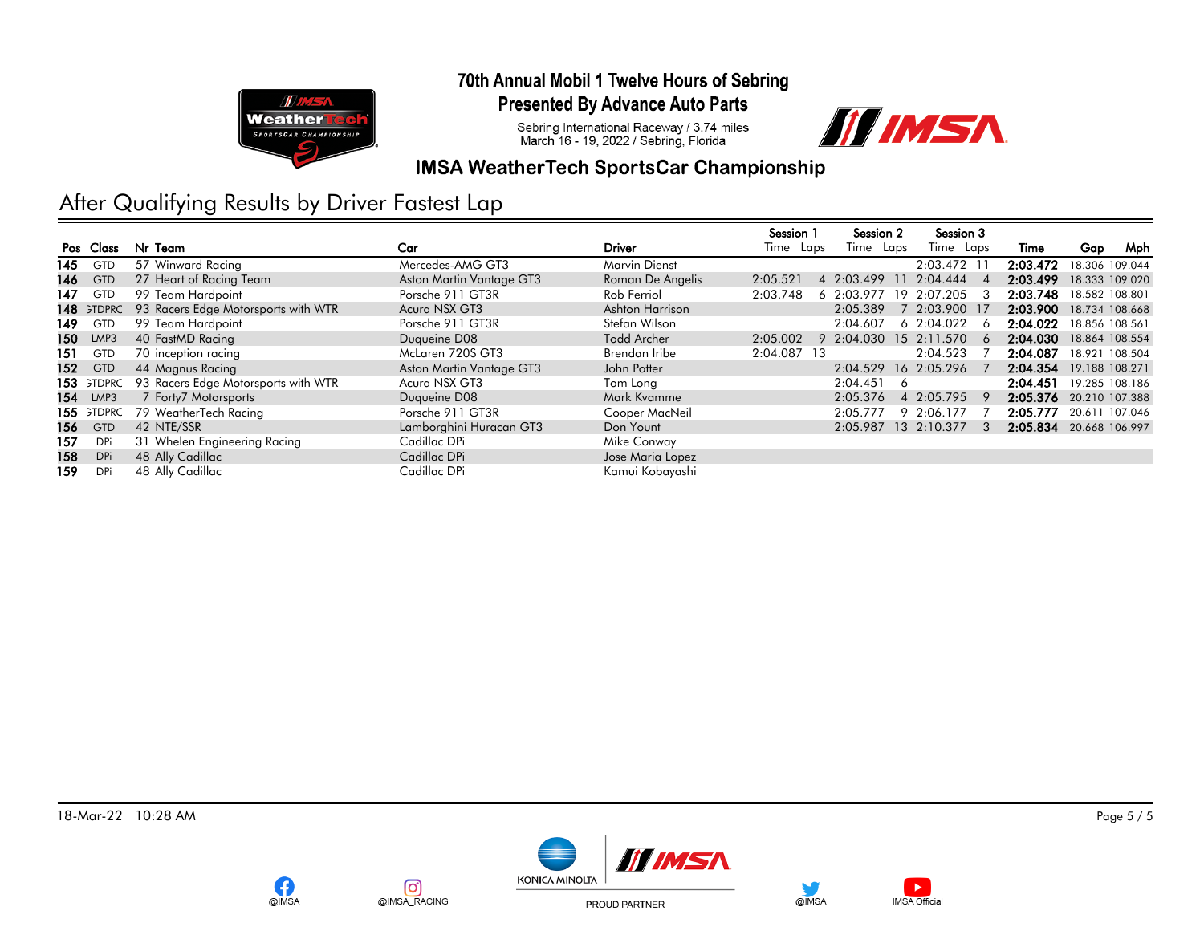# 70th Annual Mobil 1 Twelve Hours of Sebring

## Presented By Advance Auto Parts

Sebring International Raceway / 3.74 miles
March 16 - 19, 2022 / Sebring, Florida

## IMSA WeatherTech SportsCar Championship

## After Qualifying Results by Driver Fastest Lap

| Pos | Class | Nr | Team | Car | Driver | Session 1 Time | Session 1 Laps | Session 2 Time | Session 2 Laps | Session 3 Time | Session 3 Laps | Time | Gap | Mph |
|---|---|---|---|---|---|---|---|---|---|---|---|---|---|---|
| 145 | GTD | 57 | Winward Racing | Mercedes-AMG GT3 | Marvin Dienst | | | | | 2:03.472 | 11 | **2:03.472** | 18.306 | 109.044 |
| 146 | GTD | 27 | Heart of Racing Team | Aston Martin Vantage GT3 | Roman De Angelis | 2:05.521 | 4 | 2:03.499 | 11 | 2:04.444 | 4 | **2:03.499** | 18.333 | 109.020 |
| 147 | GTD | 99 | Team Hardpoint | Porsche 911 GT3R | Rob Ferriol | 2:03.748 | 6 | 2:03.977 | 19 | 2:07.205 | 3 | **2:03.748** | 18.582 | 108.801 |
| 148 | GTDPRO | 93 | Racers Edge Motorsports with WTR | Acura NSX GT3 | Ashton Harrison | | | 2:05.389 | 7 | 2:03.900 | 17 | **2:03.900** | 18.734 | 108.668 |
| 149 | GTD | 99 | Team Hardpoint | Porsche 911 GT3R | Stefan Wilson | | | 2:04.607 | 6 | 2:04.022 | 6 | **2:04.022** | 18.856 | 108.561 |
| 150 | LMP3 | 40 | FastMD Racing | Duqueine D08 | Todd Archer | 2:05.002 | 9 | 2:04.030 | 15 | 2:11.570 | 6 | **2:04.030** | 18.864 | 108.554 |
| 151 | GTD | 70 | inception racing | McLaren 720S GT3 | Brendan Iribe | 2:04.087 | 13 | | | 2:04.523 | 7 | **2:04.087** | 18.921 | 108.504 |
| 152 | GTD | 44 | Magnus Racing | Aston Martin Vantage GT3 | John Potter | | | 2:04.529 | 16 | 2:05.296 | 7 | **2:04.354** | 19.188 | 108.271 |
| 153 | GTDPRO | 93 | Racers Edge Motorsports with WTR | Acura NSX GT3 | Tom Long | | | 2:04.451 | 6 | | | **2:04.451** | 19.285 | 108.186 |
| 154 | LMP3 | 7 | Forty7 Motorsports | Duqueine D08 | Mark Kvamme | | | 2:05.376 | 4 | 2:05.795 | 9 | **2:05.376** | 20.210 | 107.388 |
| 155 | GTDPRO | 79 | WeatherTech Racing | Porsche 911 GT3R | Cooper MacNeil | | | 2:05.777 | 9 | 2:06.177 | 7 | **2:05.777** | 20.611 | 107.046 |
| 156 | GTD | 42 | NTE/SSR | Lamborghini Huracan GT3 | Don Yount | | | 2:05.987 | 13 | 2:10.377 | 3 | **2:05.834** | 20.668 | 106.997 |
| 157 | DPi | 31 | Whelen Engineering Racing | Cadillac DPi | Mike Conway | | | | | | | | | |
| 158 | DPi | 48 | Ally Cadillac | Cadillac DPi | Jose Maria Lopez | | | | | | | | | |
| 159 | DPi | 48 | Ally Cadillac | Cadillac DPi | Kamui Kobayashi | | | | | | | | | |

18-Mar-22 10:28 AM

@IMSA @IMSA_RACING KONICA MINOLTA PROUD PARTNER @IMSA IMSA Official